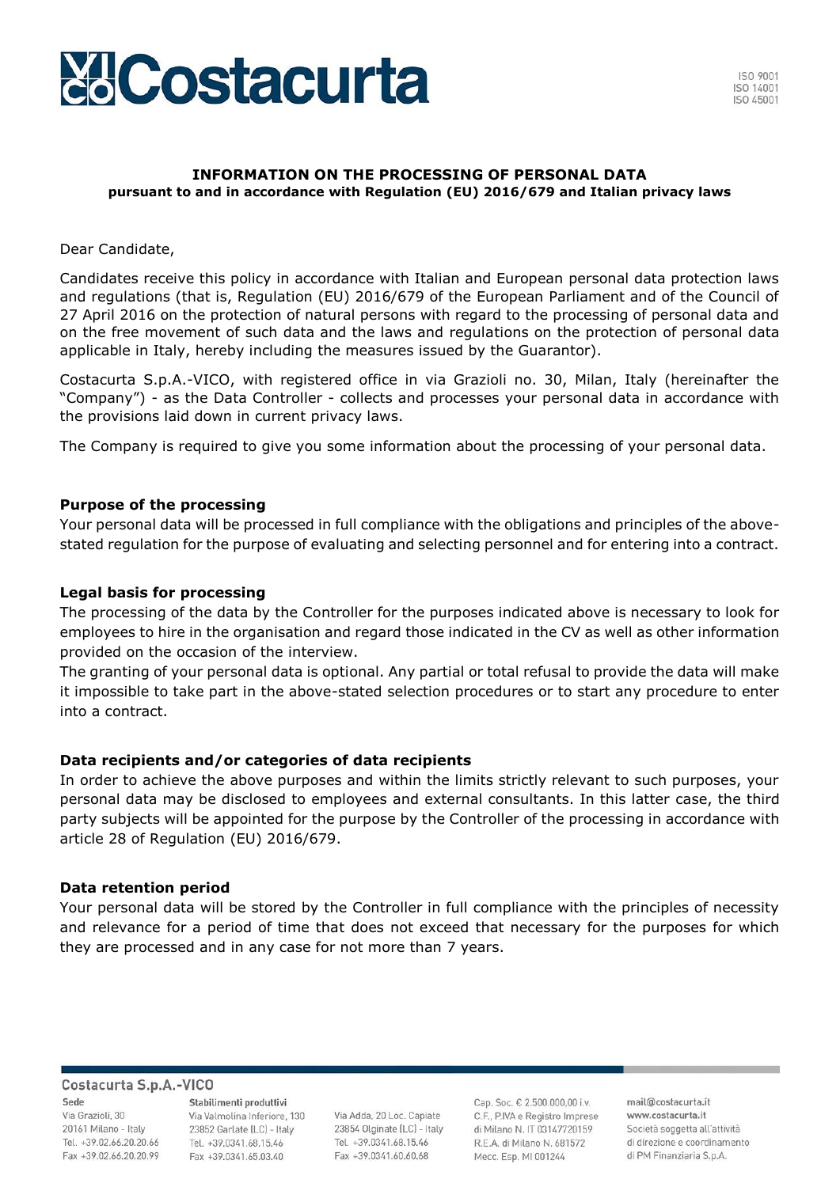# INFORMATION ON THE PROCESSING OF PERSONAL DATA

**pursuant to and in accordance with Regulation (EU) 2016/679 and Italian privacy laws**

Dear Candidate,

Candidates receive this policy in accordance with Italian and European personal data protection laws and regulations (that is, Regulation (EU) 2016/679 of the European Parliament and of the Council of 27 April 2016 on the protection of natural persons with regard to the processing of personal data and on the free movement of such data and the laws and regulations on the protection of personal data applicable in Italy, hereby including the measures issued by the Guarantor).

Costacurta S.p.A.-VICO, with registered office in via Grazioli no. 30, Milan, Italy (hereinafter the "Company") - as the Data Controller - collects and processes your personal data in accordance with the provisions laid down in current privacy laws.

The Company is required to give you some information about the processing of your personal data.

## Purpose of the processing

Your personal data will be processed in full compliance with the obligations and principles of the above-stated regulation for the purpose of evaluating and selecting personnel and for entering into a contract.

## Legal basis for processing

The processing of the data by the Controller for the purposes indicated above is necessary to look for employees to hire in the organisation and regard those indicated in the CV as well as other information provided on the occasion of the interview.

The granting of your personal data is optional. Any partial or total refusal to provide the data will make it impossible to take part in the above-stated selection procedures or to start any procedure to enter into a contract.

## Data recipients and/or categories of data recipients

In order to achieve the above purposes and within the limits strictly relevant to such purposes, your personal data may be disclosed to employees and external consultants. In this latter case, the third party subjects will be appointed for the purpose by the Controller of the processing in accordance with article 28 of Regulation (EU) 2016/679.

## Data retention period

Your personal data will be stored by the Controller in full compliance with the principles of necessity and relevance for a period of time that does not exceed that necessary for the purposes for which they are processed and in any case for not more than 7 years.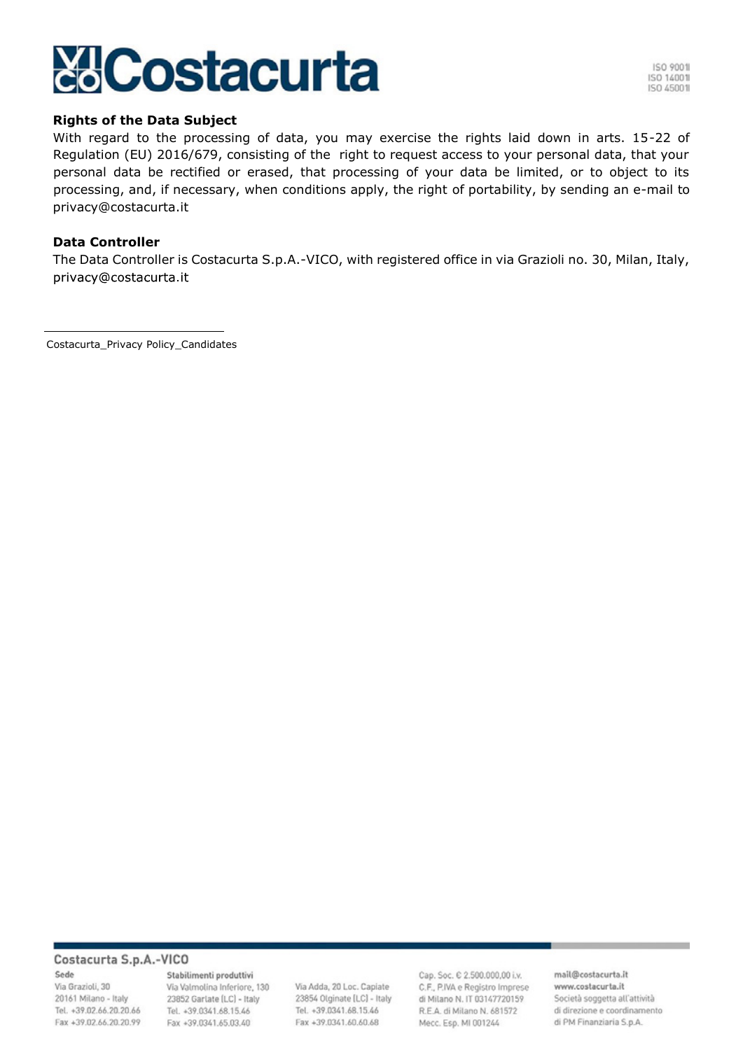**Rights of the Data Subject**

With regard to the processing of data, you may exercise the rights laid down in arts. 15-22 of Regulation (EU) 2016/679, consisting of the right to request access to your personal data, that your personal data be rectified or erased, that processing of your data be limited, or to object to its processing, and, if necessary, when conditions apply, the right of portability, by sending an e-mail to privacy@costacurta.it

**Data Controller**

The Data Controller is Costacurta S.p.A.-VICO, with registered office in via Grazioli no. 30, Milan, Italy, privacy@costacurta.it

---

Costacurta_Privacy Policy_Candidates